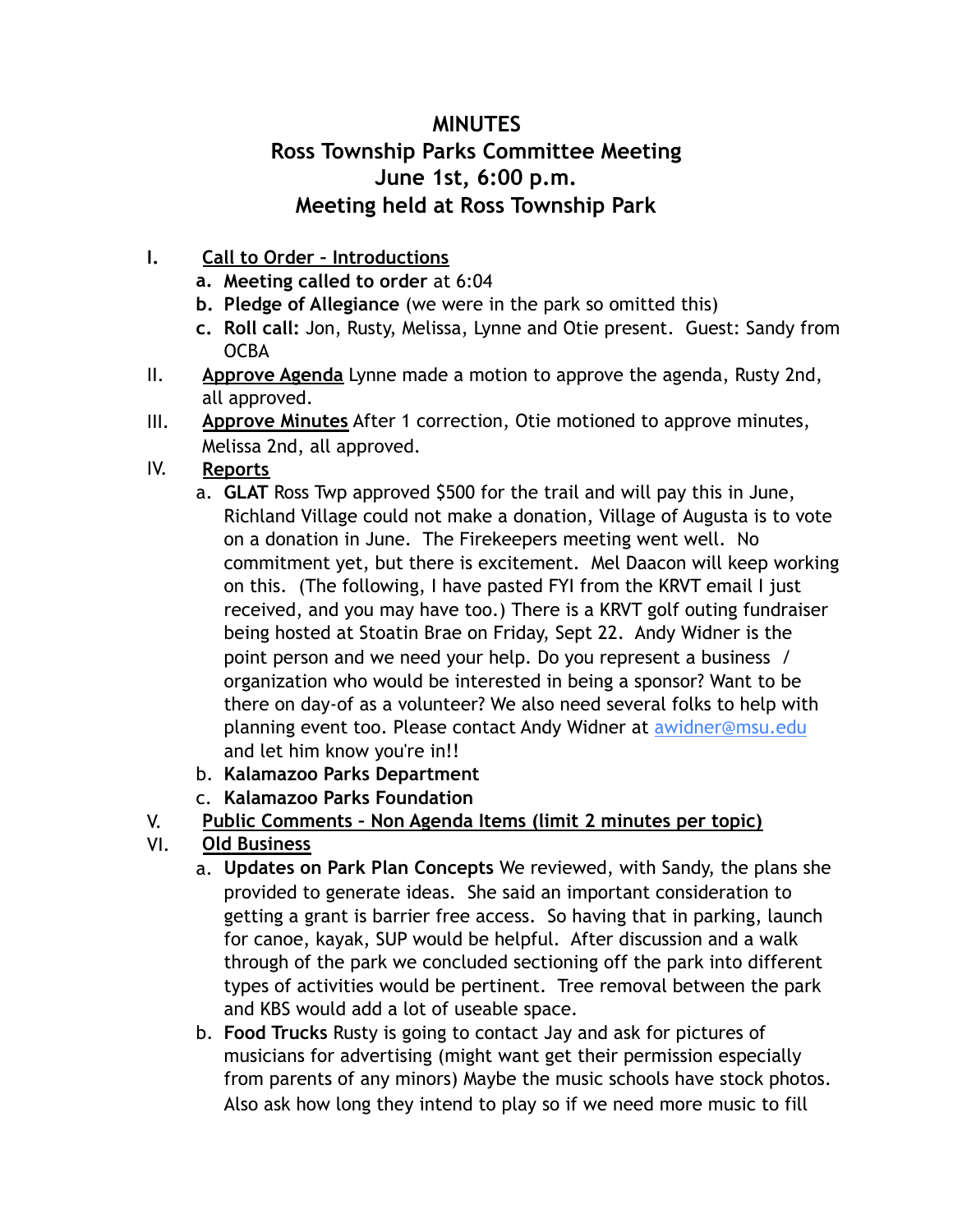# MINUTES

## Ross Township Parks Committee Meeting
## June 1st, 6:00 p.m.
## Meeting held at Ross Township Park

I. **Call to Order – Introductions**
   a. **Meeting called to order** at 6:04
   b. **Pledge of Allegiance** (we were in the park so omitted this)
   c. **Roll call:** Jon, Rusty, Melissa, Lynne and Otie present. Guest: Sandy from OCBA

II. **Approve Agenda** Lynne made a motion to approve the agenda, Rusty 2nd, all approved.

III. **Approve Minutes** After 1 correction, Otie motioned to approve minutes, Melissa 2nd, all approved.

IV. **Reports**
   a. **GLAT** Ross Twp approved $500 for the trail and will pay this in June, Richland Village could not make a donation, Village of Augusta is to vote on a donation in June. The Firekeepers meeting went well. No commitment yet, but there is excitement. Mel Daacon will keep working on this. (The following, I have pasted FYI from the KRVT email I just received, and you may have too.) There is a KRVT golf outing fundraiser being hosted at Stoatin Brae on Friday, Sept 22. Andy Widner is the point person and we need your help. Do you represent a business / organization who would be interested in being a sponsor? Want to be there on day-of as a volunteer? We also need several folks to help with planning event too. Please contact Andy Widner at [awidner@msu.edu](mailto:awidner@msu.edu) and let him know you're in!!
   b. **Kalamazoo Parks Department**
   c. **Kalamazoo Parks Foundation**

V. **Public Comments – Non Agenda Items (limit 2 minutes per topic)**

VI. **Old Business**
   a. **Updates on Park Plan Concepts** We reviewed, with Sandy, the plans she provided to generate ideas. She said an important consideration to getting a grant is barrier free access. So having that in parking, launch for canoe, kayak, SUP would be helpful. After discussion and a walk through of the park we concluded sectioning off the park into different types of activities would be pertinent. Tree removal between the park and KBS would add a lot of useable space.
   b. **Food Trucks** Rusty is going to contact Jay and ask for pictures of musicians for advertising (might want get their permission especially from parents of any minors) Maybe the music schools have stock photos. Also ask how long they intend to play so if we need more music to fill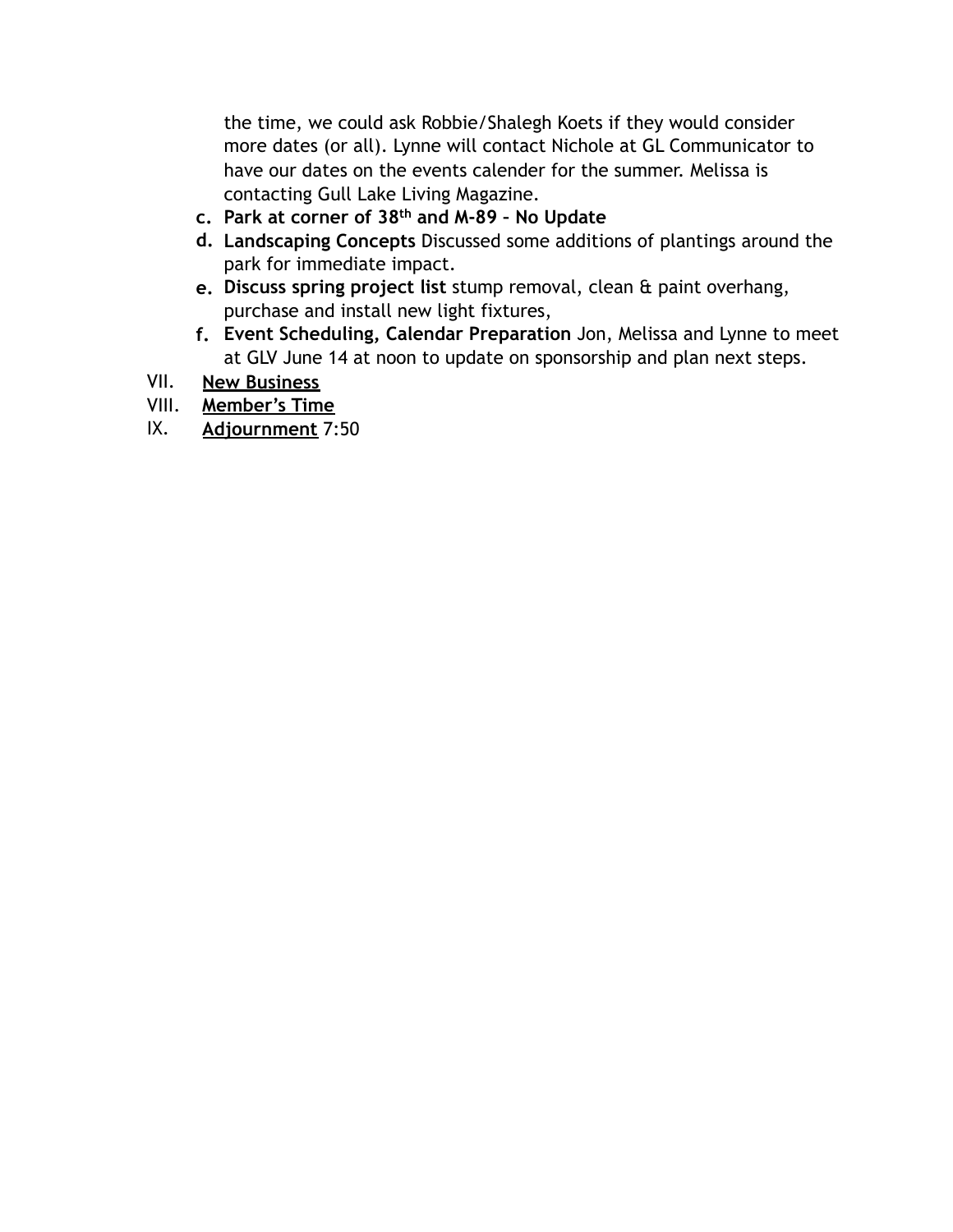the time, we could ask Robbie/Shalegh Koets if they would consider more dates (or all). Lynne will contact Nichole at GL Communicator to have our dates on the events calender for the summer. Melissa is contacting Gull Lake Living Magazine.

c. **Park at corner of 38th and M-89 – No Update**
d. **Landscaping Concepts** Discussed some additions of plantings around the park for immediate impact.
e. **Discuss spring project list** stump removal, clean & paint overhang, purchase and install new light fixtures,
f. **Event Scheduling, Calendar Preparation** Jon, Melissa and Lynne to meet at GLV June 14 at noon to update on sponsorship and plan next steps.

VII. **New Business**

VIII. **Member's Time**

IX. **Adjournment** 7:50